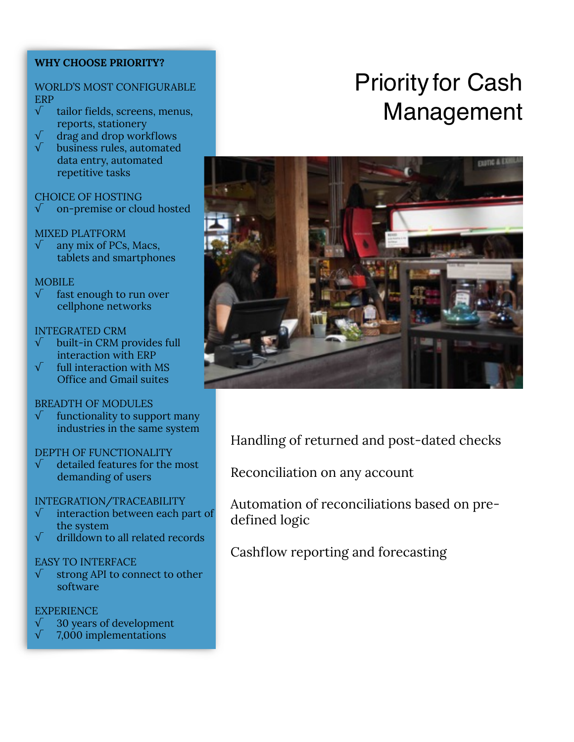# Priority for Cash Management

Handling of returned and post-dated checks

Reconciliation on any account

Automation of reconciliations based on pre-defined logic

Cashflow reporting and forecasting

**WHY CHOOSE PRIORITY?**

WORLD'S MOST CONFIGURABLE ERP
- √ tailor fields, screens, menus, reports, stationery
- √ drag and drop workflows
- √ business rules, automated data entry, automated repetitive tasks

CHOICE OF HOSTING
- √ on-premise or cloud hosted

MIXED PLATFORM
- √ any mix of PCs, Macs, tablets and smartphones

MOBILE
- √ fast enough to run over cellphone networks

INTEGRATED CRM
- √ built-in CRM provides full interaction with ERP
- √ full interaction with MS Office and Gmail suites

BREADTH OF MODULES
- √ functionality to support many industries in the same system

DEPTH OF FUNCTIONALITY
- √ detailed features for the most demanding of users

INTEGRATION/TRACEABILITY
- √ interaction between each part of the system
- √ drilldown to all related records

EASY TO INTERFACE
- √ strong API to connect to other software

EXPERIENCE
- √ 30 years of development
- √ 7,000 implementations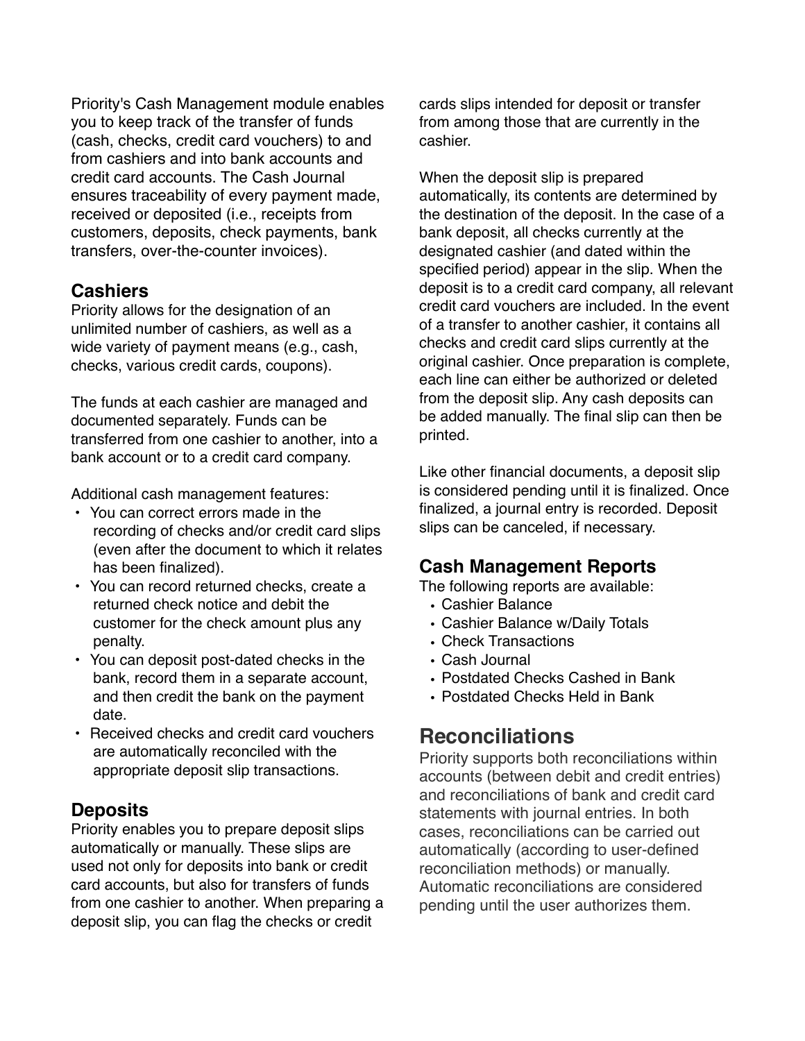Priority's Cash Management module enables you to keep track of the transfer of funds (cash, checks, credit card vouchers) to and from cashiers and into bank accounts and credit card accounts. The Cash Journal ensures traceability of every payment made, received or deposited (i.e., receipts from customers, deposits, check payments, bank transfers, over-the-counter invoices).

### Cashiers

Priority allows for the designation of an unlimited number of cashiers, as well as a wide variety of payment means (e.g., cash, checks, various credit cards, coupons).

The funds at each cashier are managed and documented separately. Funds can be transferred from one cashier to another, into a bank account or to a credit card company.

Additional cash management features:

- You can correct errors made in the recording of checks and/or credit card slips (even after the document to which it relates has been finalized).
- You can record returned checks, create a returned check notice and debit the customer for the check amount plus any penalty.
- You can deposit post-dated checks in the bank, record them in a separate account, and then credit the bank on the payment date.
- Received checks and credit card vouchers are automatically reconciled with the appropriate deposit slip transactions.

### Deposits

Priority enables you to prepare deposit slips automatically or manually. These slips are used not only for deposits into bank or credit card accounts, but also for transfers of funds from one cashier to another. When preparing a deposit slip, you can flag the checks or credit cards slips intended for deposit or transfer from among those that are currently in the cashier.

When the deposit slip is prepared automatically, its contents are determined by the destination of the deposit. In the case of a bank deposit, all checks currently at the designated cashier (and dated within the specified period) appear in the slip. When the deposit is to a credit card company, all relevant credit card vouchers are included. In the event of a transfer to another cashier, it contains all checks and credit card slips currently at the original cashier. Once preparation is complete, each line can either be authorized or deleted from the deposit slip. Any cash deposits can be added manually. The final slip can then be printed.

Like other financial documents, a deposit slip is considered pending until it is finalized. Once finalized, a journal entry is recorded. Deposit slips can be canceled, if necessary.

### Cash Management Reports

The following reports are available:

- Cashier Balance
- Cashier Balance w/Daily Totals
- Check Transactions
- Cash Journal
- Postdated Checks Cashed in Bank
- Postdated Checks Held in Bank

## Reconciliations

Priority supports both reconciliations within accounts (between debit and credit entries) and reconciliations of bank and credit card statements with journal entries. In both cases, reconciliations can be carried out automatically (according to user-defined reconciliation methods) or manually. Automatic reconciliations are considered pending until the user authorizes them.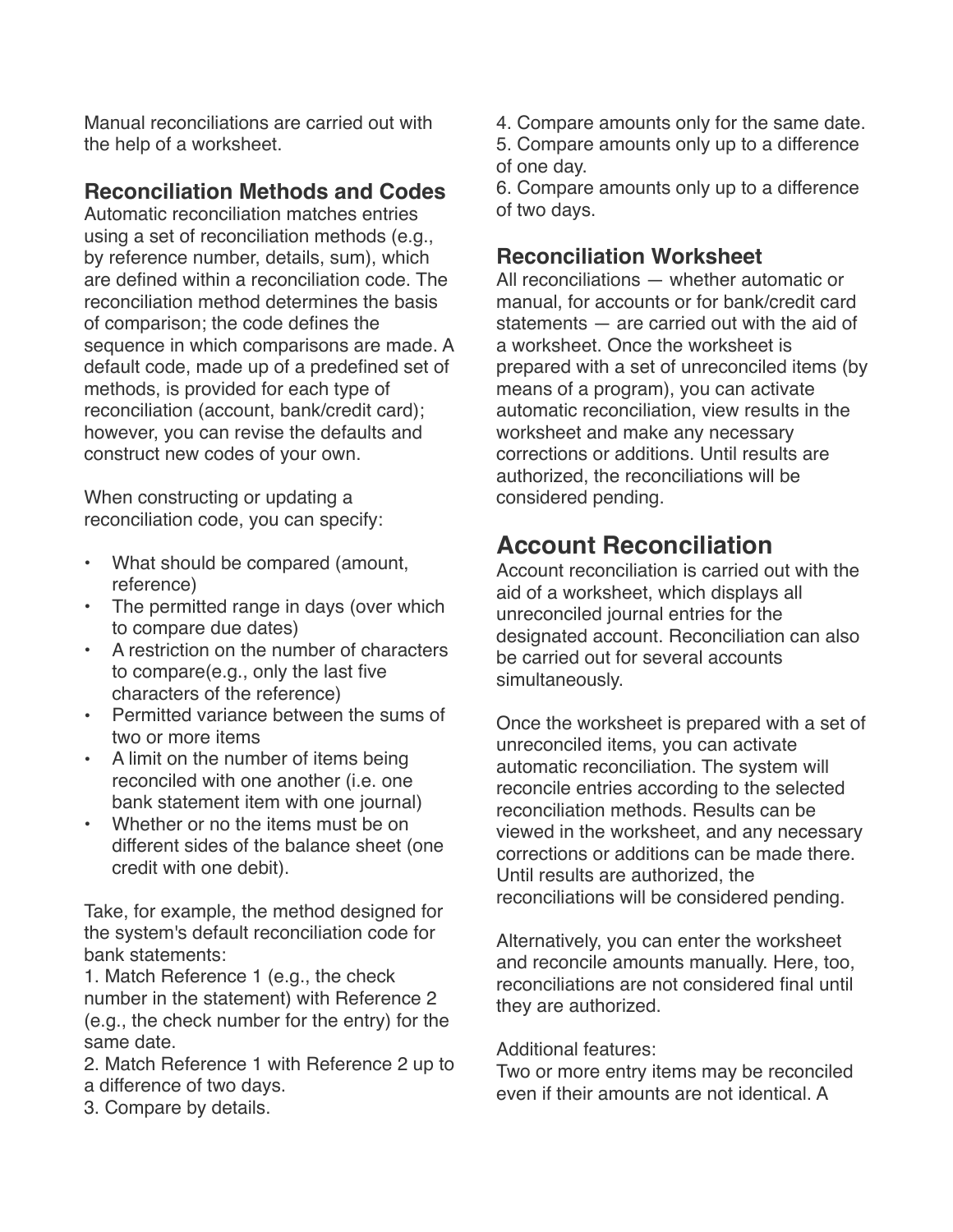Manual reconciliations are carried out with the help of a worksheet.

### Reconciliation Methods and Codes

Automatic reconciliation matches entries using a set of reconciliation methods (e.g., by reference number, details, sum), which are defined within a reconciliation code. The reconciliation method determines the basis of comparison; the code defines the sequence in which comparisons are made. A default code, made up of a predefined set of methods, is provided for each type of reconciliation (account, bank/credit card); however, you can revise the defaults and construct new codes of your own.

When constructing or updating a reconciliation code, you can specify:

- What should be compared (amount, reference)
- The permitted range in days (over which to compare due dates)
- A restriction on the number of characters to compare(e.g., only the last five characters of the reference)
- Permitted variance between the sums of two or more items
- A limit on the number of items being reconciled with one another (i.e. one bank statement item with one journal)
- Whether or no the items must be on different sides of the balance sheet (one credit with one debit).

Take, for example, the method designed for the system's default reconciliation code for bank statements:

1. Match Reference 1 (e.g., the check number in the statement) with Reference 2 (e.g., the check number for the entry) for the same date.
2. Match Reference 1 with Reference 2 up to a difference of two days.
3. Compare by details.
4. Compare amounts only for the same date.
5. Compare amounts only up to a difference of one day.
6. Compare amounts only up to a difference of two days.

### Reconciliation Worksheet

All reconciliations — whether automatic or manual, for accounts or for bank/credit card statements — are carried out with the aid of a worksheet. Once the worksheet is prepared with a set of unreconciled items (by means of a program), you can activate automatic reconciliation, view results in the worksheet and make any necessary corrections or additions. Until results are authorized, the reconciliations will be considered pending.

## Account Reconciliation

Account reconciliation is carried out with the aid of a worksheet, which displays all unreconciled journal entries for the designated account. Reconciliation can also be carried out for several accounts simultaneously.

Once the worksheet is prepared with a set of unreconciled items, you can activate automatic reconciliation. The system will reconcile entries according to the selected reconciliation methods. Results can be viewed in the worksheet, and any necessary corrections or additions can be made there. Until results are authorized, the reconciliations will be considered pending.

Alternatively, you can enter the worksheet and reconcile amounts manually. Here, too, reconciliations are not considered final until they are authorized.

Additional features:
Two or more entry items may be reconciled even if their amounts are not identical. A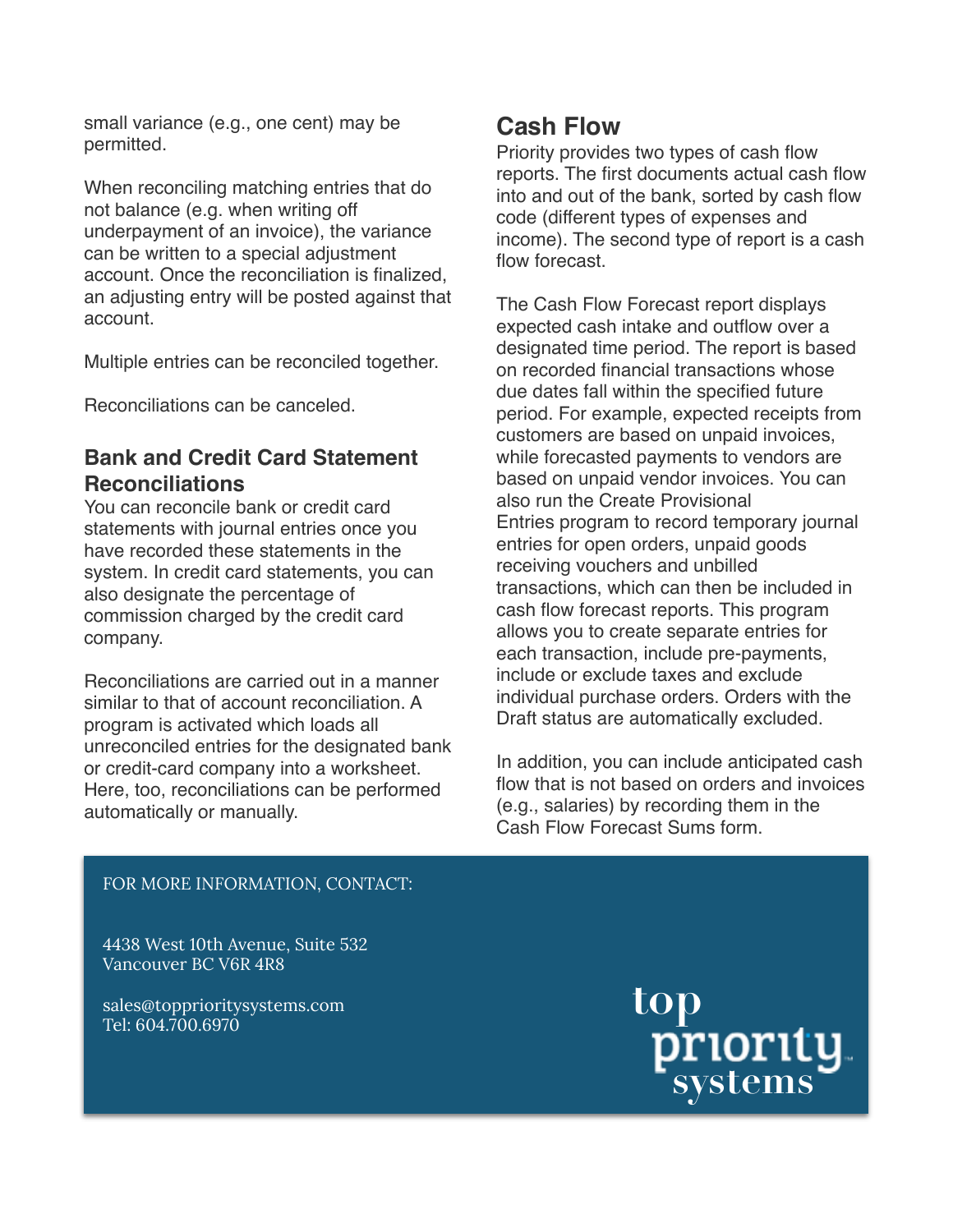small variance (e.g., one cent) may be permitted.

When reconciling matching entries that do not balance (e.g. when writing off underpayment of an invoice), the variance can be written to a special adjustment account. Once the reconciliation is finalized, an adjusting entry will be posted against that account.

Multiple entries can be reconciled together.

Reconciliations can be canceled.

### Bank and Credit Card Statement Reconciliations

You can reconcile bank or credit card statements with journal entries once you have recorded these statements in the system. In credit card statements, you can also designate the percentage of commission charged by the credit card company.

Reconciliations are carried out in a manner similar to that of account reconciliation. A program is activated which loads all unreconciled entries for the designated bank or credit-card company into a worksheet. Here, too, reconciliations can be performed automatically or manually.

## Cash Flow

Priority provides two types of cash flow reports. The first documents actual cash flow into and out of the bank, sorted by cash flow code (different types of expenses and income). The second type of report is a cash flow forecast.

The Cash Flow Forecast report displays expected cash intake and outflow over a designated time period. The report is based on recorded financial transactions whose due dates fall within the specified future period. For example, expected receipts from customers are based on unpaid invoices, while forecasted payments to vendors are based on unpaid vendor invoices. You can also run the Create Provisional Entries program to record temporary journal entries for open orders, unpaid goods receiving vouchers and unbilled transactions, which can then be included in cash flow forecast reports. This program allows you to create separate entries for each transaction, include pre-payments, include or exclude taxes and exclude individual purchase orders. Orders with the Draft status are automatically excluded.

In addition, you can include anticipated cash flow that is not based on orders and invoices (e.g., salaries) by recording them in the Cash Flow Forecast Sums form.

FOR MORE INFORMATION, CONTACT:

4438 West 10th Avenue, Suite 532
Vancouver BC V6R 4R8

sales@topprioritysystems.com
Tel: 604.700.6970

top priority systems